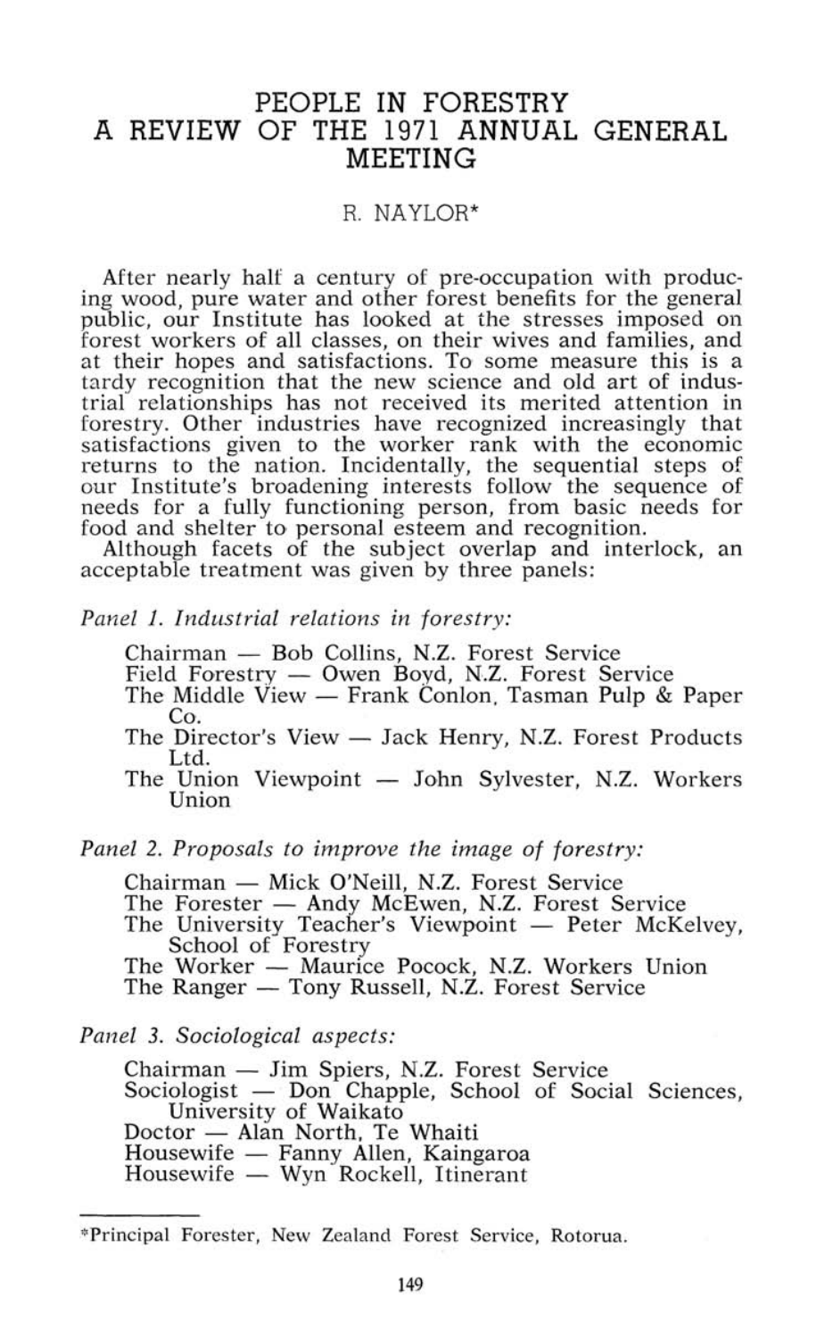# PEOPLE IN FORESTRY
# A REVIEW OF THE 1971 ANNUAL GENERAL MEETING

R. NAYLOR*

After nearly half a century of pre-occupation with producing wood, pure water and other forest benefits for the general public, our Institute has looked at the stresses imposed on forest workers of all classes, on their wives and families, and at their hopes and satisfactions. To some measure this is a tardy recognition that the new science and old art of industrial relationships has not received its merited attention in forestry. Other industries have recognized increasingly that satisfactions given to the worker rank with the economic returns to the nation. Incidentally, the sequential steps of our Institute's broadening interests follow the sequence of needs for a fully functioning person, from basic needs for food and shelter to personal esteem and recognition.

Although facets of the subject overlap and interlock, an acceptable treatment was given by three panels:

*Panel 1. Industrial relations in forestry:*

- Chairman — Bob Collins, N.Z. Forest Service
- Field Forestry — Owen Boyd, N.Z. Forest Service
- The Middle View — Frank Conlon, Tasman Pulp & Paper Co.
- The Director's View — Jack Henry, N.Z. Forest Products Ltd.
- The Union Viewpoint — John Sylvester, N.Z. Workers Union

*Panel 2. Proposals to improve the image of forestry:*

- Chairman — Mick O'Neill, N.Z. Forest Service
- The Forester — Andy McEwen, N.Z. Forest Service
- The University Teacher's Viewpoint — Peter McKelvey, School of Forestry
- The Worker — Maurice Pocock, N.Z. Workers Union
- The Ranger — Tony Russell, N.Z. Forest Service

*Panel 3. Sociological aspects:*

- Chairman — Jim Spiers, N.Z. Forest Service
- Sociologist — Don Chapple, School of Social Sciences, University of Waikato
- Doctor — Alan North, Te Whaiti
- Housewife — Fanny Allen, Kaingaroa
- Housewife — Wyn Rockell, Itinerant

---

*Principal Forester, New Zealand Forest Service, Rotorua.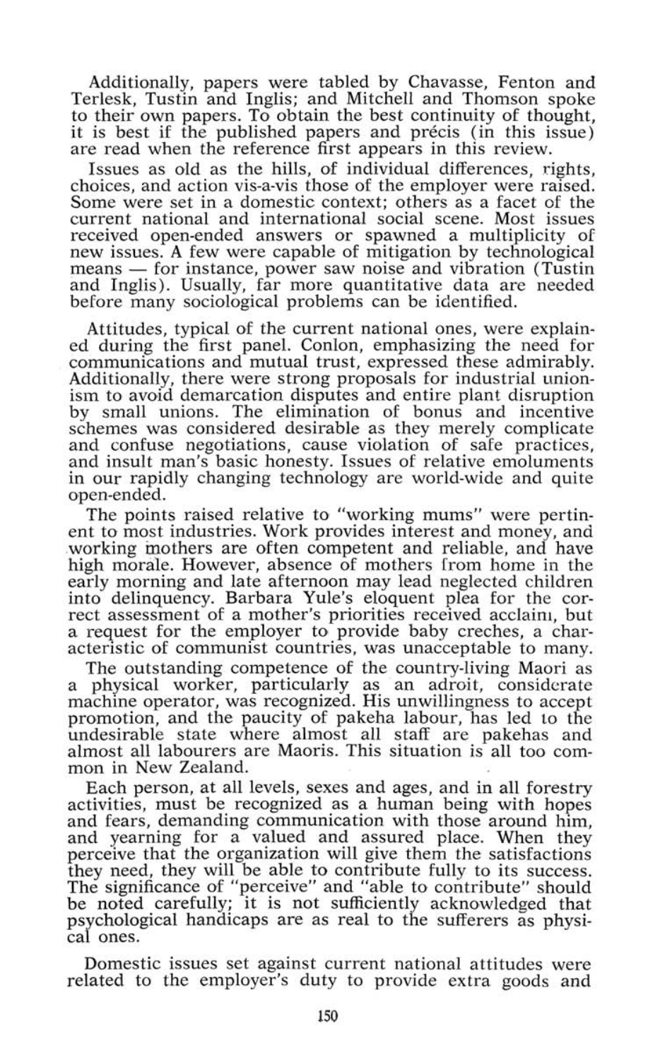Additionally, papers were tabled by Chavasse, Fenton and Terlesk, Tustin and Inglis; and Mitchell and Thomson spoke to their own papers. To obtain the best continuity of thought, it is best if the published papers and précis (in this issue) are read when the reference first appears in this review.

Issues as old as the hills, of individual differences, rights, choices, and action vis-a-vis those of the employer were raised. Some were set in a domestic context; others as a facet of the current national and international social scene. Most issues received open-ended answers or spawned a multiplicity of new issues. A few were capable of mitigation by technological means — for instance, power saw noise and vibration (Tustin and Inglis). Usually, far more quantitative data are needed before many sociological problems can be identified.

Attitudes, typical of the current national ones, were explained during the first panel. Conlon, emphasizing the need for communications and mutual trust, expressed these admirably. Additionally, there were strong proposals for industrial unionism to avoid demarcation disputes and entire plant disruption by small unions. The elimination of bonus and incentive schemes was considered desirable as they merely complicate and confuse negotiations, cause violation of safe practices, and insult man's basic honesty. Issues of relative emoluments in our rapidly changing technology are world-wide and quite open-ended.

The points raised relative to "working mums" were pertinent to most industries. Work provides interest and money, and working mothers are often competent and reliable, and have high morale. However, absence of mothers from home in the early morning and late afternoon may lead neglected children into delinquency. Barbara Yule's eloquent plea for the correct assessment of a mother's priorities received acclaim, but a request for the employer to provide baby creches, a characteristic of communist countries, was unacceptable to many.

The outstanding competence of the country-living Maori as a physical worker, particularly as an adroit, considerate machine operator, was recognized. His unwillingness to accept promotion, and the paucity of pakeha labour, has led to the undesirable state where almost all staff are pakehas and almost all labourers are Maoris. This situation is all too common in New Zealand.

Each person, at all levels, sexes and ages, and in all forestry activities, must be recognized as a human being with hopes and fears, demanding communication with those around him, and yearning for a valued and assured place. When they perceive that the organization will give them the satisfactions they need, they will be able to contribute fully to its success. The significance of "perceive" and "able to contribute" should be noted carefully; it is not sufficiently acknowledged that psychological handicaps are as real to the sufferers as physical ones.

Domestic issues set against current national attitudes were related to the employer's duty to provide extra goods and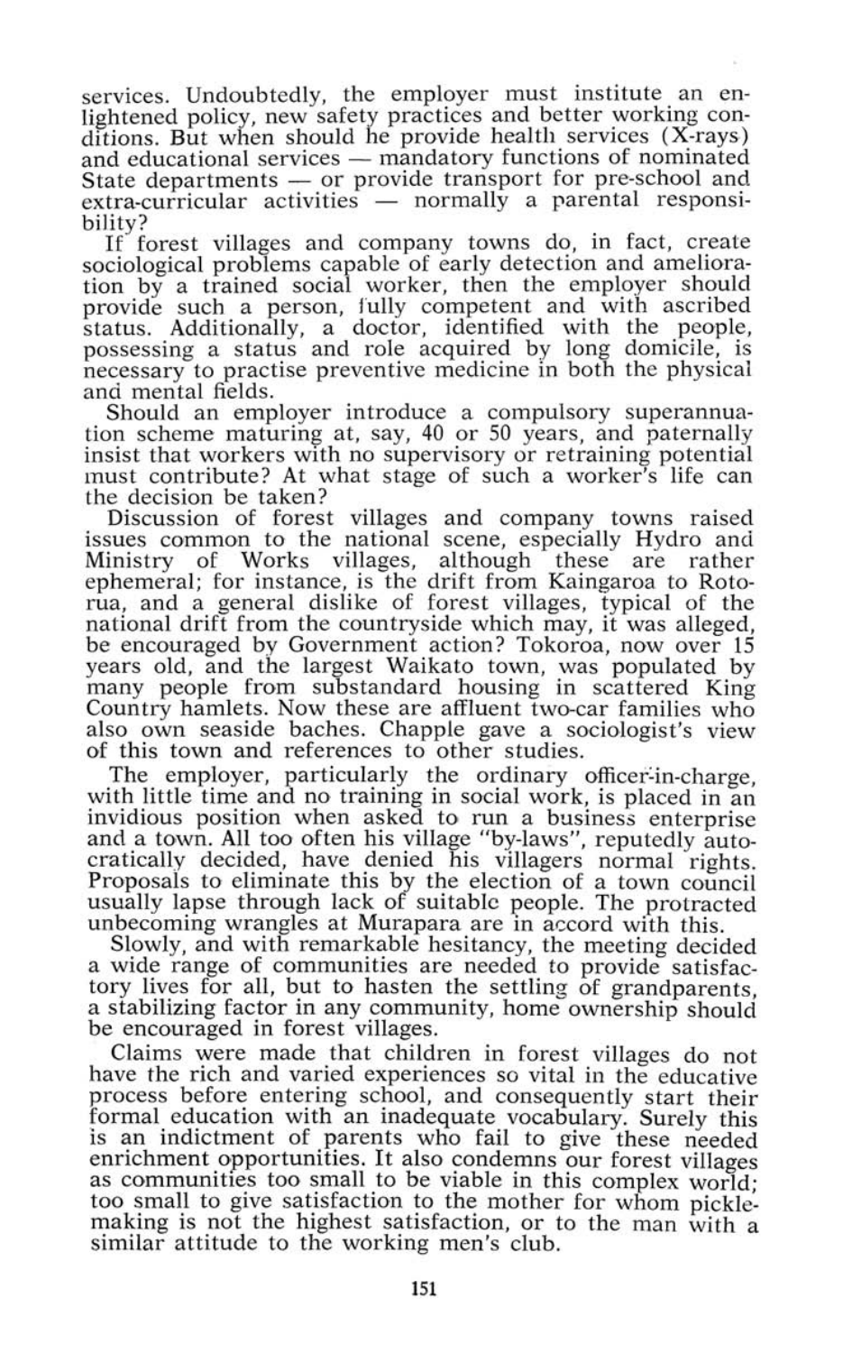services. Undoubtedly, the employer must institute an enlightened policy, new safety practices and better working conditions. But when should he provide health services (X-rays) and educational services — mandatory functions of nominated State departments — or provide transport for pre-school and extra-curricular activities — normally a parental responsibility?

If forest villages and company towns do, in fact, create sociological problems capable of early detection and amelioration by a trained social worker, then the employer should provide such a person, fully competent and with ascribed status. Additionally, a doctor, identified with the people, possessing a status and role acquired by long domicile, is necessary to practise preventive medicine in both the physical and mental fields.

Should an employer introduce a compulsory superannuation scheme maturing at, say, 40 or 50 years, and paternally insist that workers with no supervisory or retraining potential must contribute? At what stage of such a worker's life can the decision be taken?

Discussion of forest villages and company towns raised issues common to the national scene, especially Hydro and Ministry of Works villages, although these are rather ephemeral; for instance, is the drift from Kaingaroa to Rotorua, and a general dislike of forest villages, typical of the national drift from the countryside which may, it was alleged, be encouraged by Government action? Tokoroa, now over 15 years old, and the largest Waikato town, was populated by many people from substandard housing in scattered King Country hamlets. Now these are affluent two-car families who also own seaside baches. Chapple gave a sociologist's view of this town and references to other studies.

The employer, particularly the ordinary officer-in-charge, with little time and no training in social work, is placed in an invidious position when asked to run a business enterprise and a town. All too often his village "by-laws", reputedly autocratically decided, have denied his villagers normal rights. Proposals to eliminate this by the election of a town council usually lapse through lack of suitable people. The protracted unbecoming wrangles at Murapara are in accord with this.

Slowly, and with remarkable hesitancy, the meeting decided a wide range of communities are needed to provide satisfactory lives for all, but to hasten the settling of grandparents, a stabilizing factor in any community, home ownership should be encouraged in forest villages.

Claims were made that children in forest villages do not have the rich and varied experiences so vital in the educative process before entering school, and consequently start their formal education with an inadequate vocabulary. Surely this is an indictment of parents who fail to give these needed enrichment opportunities. It also condemns our forest villages as communities too small to be viable in this complex world; too small to give satisfaction to the mother for whom pickle-making is not the highest satisfaction, or to the man with a similar attitude to the working men's club.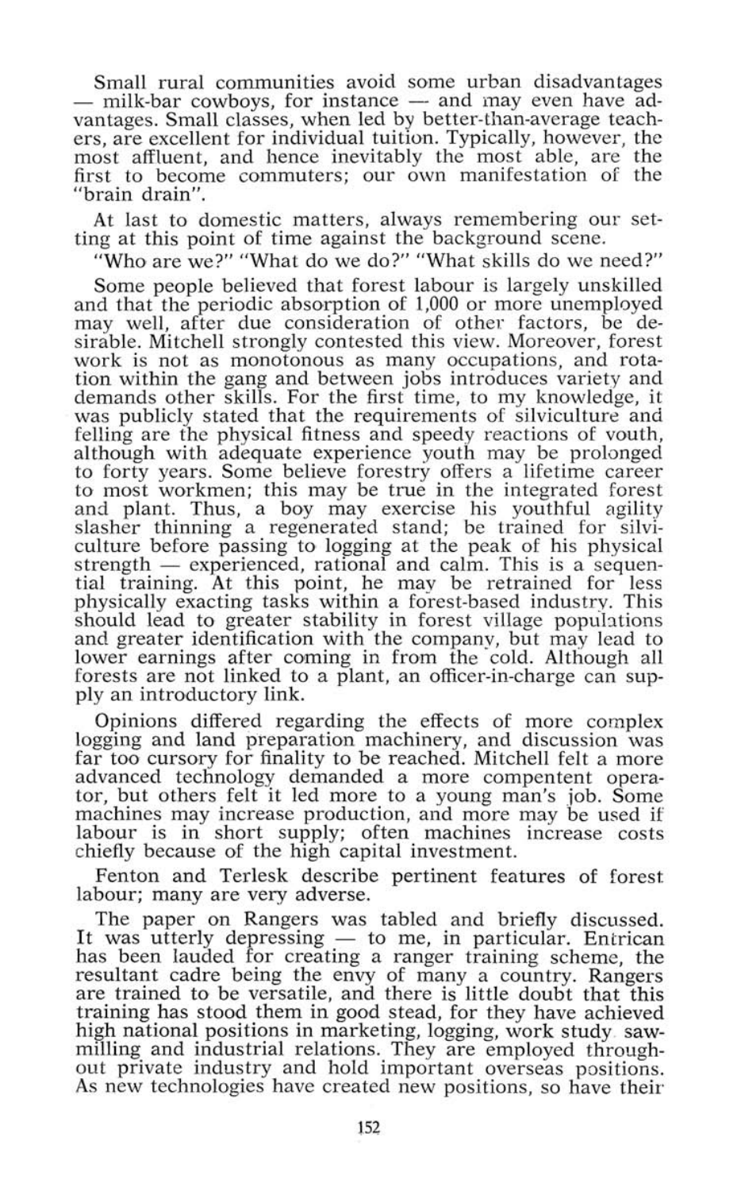Small rural communities avoid some urban disadvantages — milk-bar cowboys, for instance — and may even have advantages. Small classes, when led by better-than-average teachers, are excellent for individual tuition. Typically, however, the most affluent, and hence inevitably the most able, are the first to become commuters; our own manifestation of the "brain drain".

At last to domestic matters, always remembering our setting at this point of time against the background scene.

"Who are we?" "What do we do?" "What skills do we need?"

Some people believed that forest labour is largely unskilled and that the periodic absorption of 1,000 or more unemployed may well, after due consideration of other factors, be desirable. Mitchell strongly contested this view. Moreover, forest work is not as monotonous as many occupations, and rotation within the gang and between jobs introduces variety and demands other skills. For the first time, to my knowledge, it was publicly stated that the requirements of silviculture and felling are the physical fitness and speedy reactions of youth, although with adequate experience youth may be prolonged to forty years. Some believe forestry offers a lifetime career to most workmen; this may be true in the integrated forest and plant. Thus, a boy may exercise his youthful agility slasher thinning a regenerated stand; be trained for silviculture before passing to logging at the peak of his physical strength — experienced, rational and calm. This is a sequential training. At this point, he may be retrained for less physically exacting tasks within a forest-based industry. This should lead to greater stability in forest village populations and greater identification with the company, but may lead to lower earnings after coming in from the cold. Although all forests are not linked to a plant, an officer-in-charge can supply an introductory link.

Opinions differed regarding the effects of more complex logging and land preparation machinery, and discussion was far too cursory for finality to be reached. Mitchell felt a more advanced technology demanded a more compentent operator, but others felt it led more to a young man's job. Some machines may increase production, and more may be used if labour is in short supply; often machines increase costs chiefly because of the high capital investment.

Fenton and Terlesk describe pertinent features of forest labour; many are very adverse.

The paper on Rangers was tabled and briefly discussed. It was utterly depressing — to me, in particular. Entrican has been lauded for creating a ranger training scheme, the resultant cadre being the envy of many a country. Rangers are trained to be versatile, and there is little doubt that this training has stood them in good stead, for they have achieved high national positions in marketing, logging, work study sawmilling and industrial relations. They are employed throughout private industry and hold important overseas positions. As new technologies have created new positions, so have their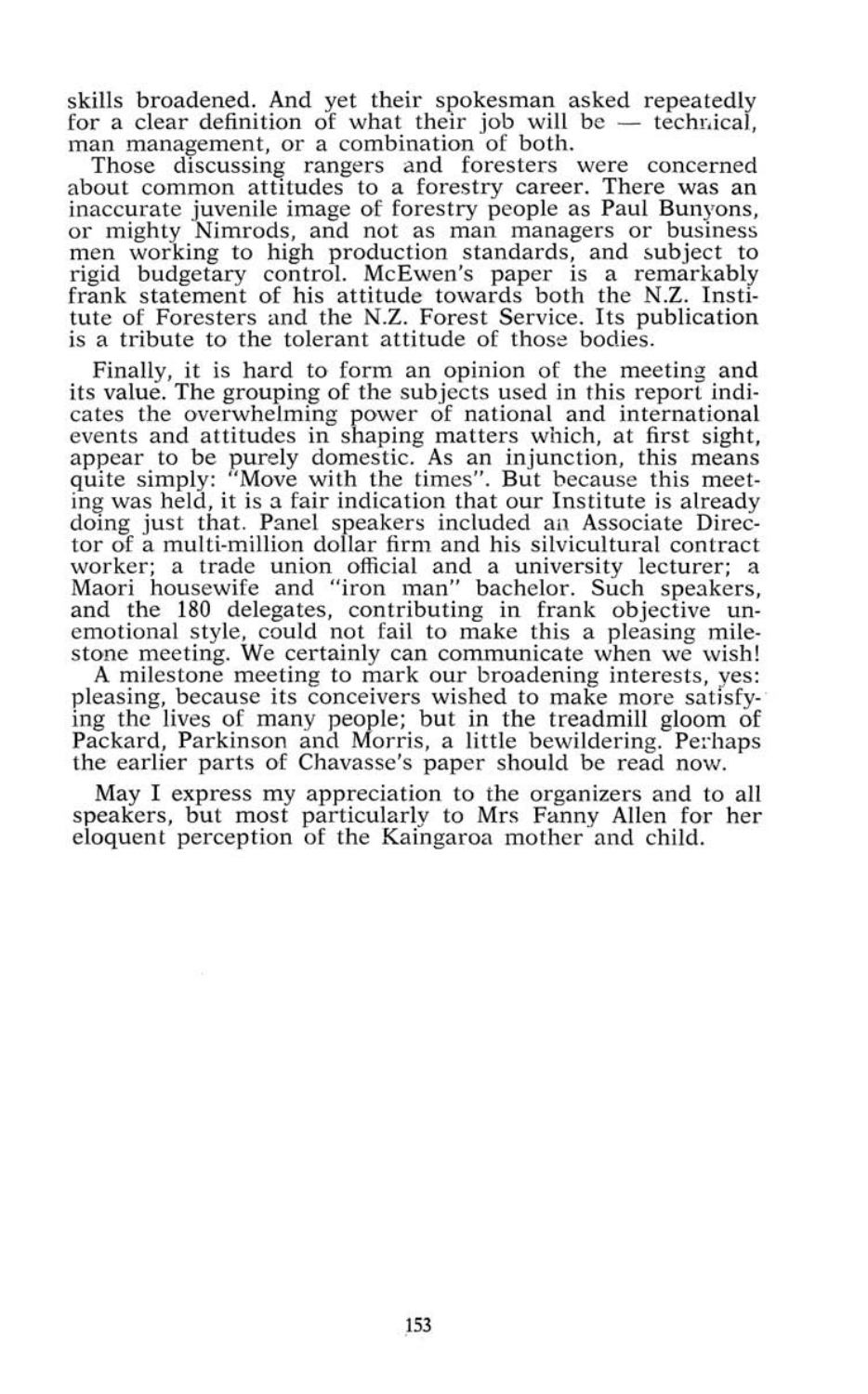skills broadened. And yet their spokesman asked repeatedly for a clear definition of what their job will be — technical, man management, or a combination of both.

Those discussing rangers and foresters were concerned about common attitudes to a forestry career. There was an inaccurate juvenile image of forestry people as Paul Bunyons, or mighty Nimrods, and not as man managers or business men working to high production standards, and subject to rigid budgetary control. McEwen's paper is a remarkably frank statement of his attitude towards both the N.Z. Institute of Foresters and the N.Z. Forest Service. Its publication is a tribute to the tolerant attitude of those bodies.

Finally, it is hard to form an opinion of the meeting and its value. The grouping of the subjects used in this report indicates the overwhelming power of national and international events and attitudes in shaping matters which, at first sight, appear to be purely domestic. As an injunction, this means quite simply: "Move with the times". But because this meeting was held, it is a fair indication that our Institute is already doing just that. Panel speakers included an Associate Director of a multi-million dollar firm and his silvicultural contract worker; a trade union official and a university lecturer; a Maori housewife and "iron man" bachelor. Such speakers, and the 180 delegates, contributing in frank objective unemotional style, could not fail to make this a pleasing milestone meeting. We certainly can communicate when we wish!

A milestone meeting to mark our broadening interests, yes: pleasing, because its conceivers wished to make more satisfying the lives of many people; but in the treadmill gloom of Packard, Parkinson and Morris, a little bewildering. Perhaps the earlier parts of Chavasse's paper should be read now.

May I express my appreciation to the organizers and to all speakers, but most particularly to Mrs Fanny Allen for her eloquent perception of the Kaingaroa mother and child.